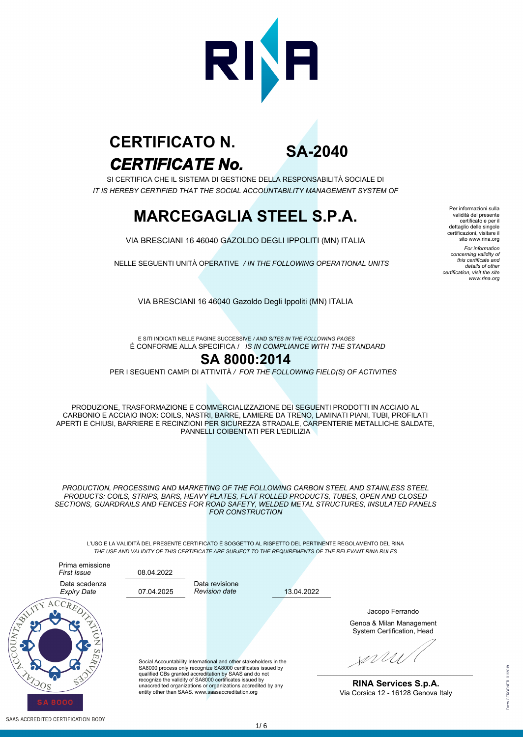# CERTIFICATO N.
# *CERTIFICATE No.*

## SA-2040

SI CERTIFICA CHE IL SISTEMA DI GESTIONE DELLA RESPONSABILITÀ SOCIALE DI
*IT IS HEREBY CERTIFIED THAT THE SOCIAL ACCOUNTABILITY MANAGEMENT SYSTEM OF*

# MARCEGAGLIA STEEL S.P.A.

VIA BRESCIANI 16 46040 GAZOLDO DEGLI IPPOLITI (MN) ITALIA

NELLE SEGUENTI UNITÀ OPERATIVE */ IN THE FOLLOWING OPERATIONAL UNITS*

VIA BRESCIANI 16 46040 Gazoldo Degli Ippoliti (MN) ITALIA

Per informazioni sulla validità del presente certificato e per il dettaglio delle singole certificazioni, visitare il sito www.rina.org

*For information concerning validity of this certificate and details of other certification, visit the site www.rina.org*

E SITI INDICATI NELLE PAGINE SUCCESSIVE */ AND SITES IN THE FOLLOWING PAGES*
È CONFORME ALLA SPECIFICA / *IS IN COMPLIANCE WITH THE STANDARD*

## SA 8000:2014

PER I SEGUENTI CAMPI DI ATTIVITÀ / *FOR THE FOLLOWING FIELD(S) OF ACTIVITIES*

PRODUZIONE, TRASFORMAZIONE E COMMERCIALIZZAZIONE DEI SEGUENTI PRODOTTI IN ACCIAIO AL CARBONIO E ACCIAIO INOX: COILS, NASTRI, BARRE, LAMIERE DA TRENO, LAMINATI PIANI, TUBI, PROFILATI APERTI E CHIUSI, BARRIERE E RECINZIONI PER SICUREZZA STRADALE, CARPENTERIE METALLICHE SALDATE, PANNELLI COIBENTATI PER L'EDILIZIA

*PRODUCTION, PROCESSING AND MARKETING OF THE FOLLOWING CARBON STEEL AND STAINLESS STEEL PRODUCTS: COILS, STRIPS, BARS, HEAVY PLATES, FLAT ROLLED PRODUCTS, TUBES, OPEN AND CLOSED SECTIONS, GUARDRAILS AND FENCES FOR ROAD SAFETY, WELDED METAL STRUCTURES, INSULATED PANELS FOR CONSTRUCTION*

L'USO E LA VALIDITÀ DEL PRESENTE CERTIFICATO È SOGGETTO AL RISPETTO DEL PERTINENTE REGOLAMENTO DEL RINA
*THE USE AND VALIDITY OF THIS CERTIFICATE ARE SUBJECT TO THE REQUIREMENTS OF THE RELEVANT RINA RULES*

| | | | |
|---|---|---|---|
| Prima emissione *First Issue* | 08.04.2022 | | |
| Data scadenza *Expiry Date* | 07.04.2025 | Data revisione *Revision date* | 13.04.2022 |

Jacopo Ferrando

Genoa & Milan Management System Certification, Head

**RINA Services S.p.A.**
Via Corsica 12 - 16128 Genova Italy

Social Accountability International and other stakeholders in the SA8000 process only recognize SA8000 certificates issued by qualified CBs granted accreditation by SAAS and do not recognize the validity of SA8000 certificates issued by unaccredited organizations or organizations accredited by any entity other than SAAS. www.saasaccreditation.org

SAAS ACCREDITED CERTIFICATION BODY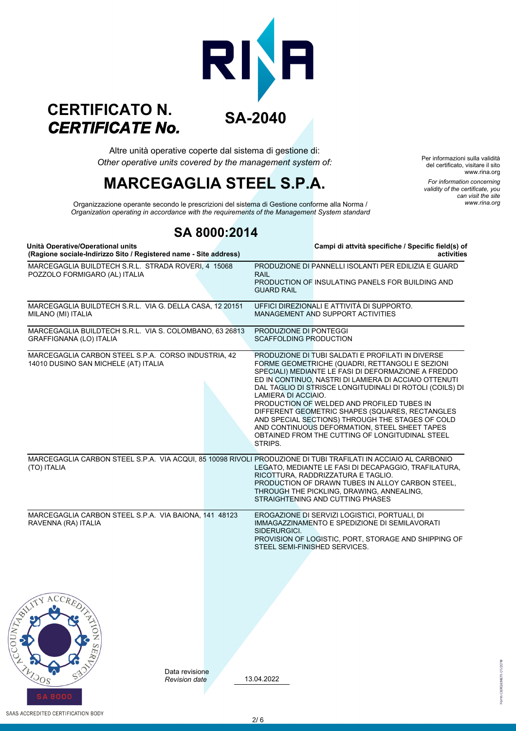# CERTIFICATO N.
# *CERTIFICATE No.*

## SA-2040

Altre unità operative coperte dal sistema di gestione di:
*Other operative units covered by the management system of:*

Per informazioni sulla validità del certificato, visitare il sito www.rina.org

*For information concerning validity of the certificate, you can visit the site www.rina.org*

# MARCEGAGLIA STEEL S.P.A.

Organizzazione operante secondo le prescrizioni del sistema di Gestione conforme alla Norma /
*Organization operating in accordance with the requirements of the Management System standard*

## SA 8000:2014

| Unità Operative/Operational units (Ragione sociale-Indirizzo Sito / Registered name - Site address) | Campi di attvità specifiche / Specific field(s) of activities |
|---|---|
| MARCEGAGLIA BUILDTECH S.R.L. STRADA ROVERI, 4 15068 POZZOLO FORMIGARO (AL) ITALIA | PRODUZIONE DI PANNELLI ISOLANTI PER EDILIZIA E GUARD RAIL<br>PRODUCTION OF INSULATING PANELS FOR BUILDING AND GUARD RAIL |
| MARCEGAGLIA BUILDTECH S.R.L. VIA G. DELLA CASA, 12 20151 MILANO (MI) ITALIA | UFFICI DIREZIONALI E ATTIVITÀ DI SUPPORTO.<br>MANAGEMENT AND SUPPORT ACTIVITIES |
| MARCEGAGLIA BUILDTECH S.R.L. VIA S. COLOMBANO, 63 26813 GRAFFIGNANA (LO) ITALIA | PRODUZIONE DI PONTEGGI<br>SCAFFOLDING PRODUCTION |
| MARCEGAGLIA CARBON STEEL S.P.A. CORSO INDUSTRIA, 42 14010 DUSINO SAN MICHELE (AT) ITALIA | PRODUZIONE DI TUBI SALDATI E PROFILATI IN DIVERSE FORME GEOMETRICHE (QUADRI, RETTANGOLI E SEZIONI SPECIALI) MEDIANTE LE FASI DI DEFORMAZIONE A FREDDO ED IN CONTINUO, NASTRI DI LAMIERA DI ACCIAIO OTTENUTI DAL TAGLIO DI STRISCE LONGITUDINALI DI ROTOLI (COILS) DI LAMIERA DI ACCIAIO.<br>PRODUCTION OF WELDED AND PROFILED TUBES IN DIFFERENT GEOMETRIC SHAPES (SQUARES, RECTANGLES AND SPECIAL SECTIONS) THROUGH THE STAGES OF COLD AND CONTINUOUS DEFORMATION, STEEL SHEET TAPES OBTAINED FROM THE CUTTING OF LONGITUDINAL STEEL STRIPS. |
| MARCEGAGLIA CARBON STEEL S.P.A. VIA ACQUI, 85 10098 RIVOLI (TO) ITALIA | PRODUZIONE DI TUBI TRAFILATI IN ACCIAIO AL CARBONIO LEGATO, MEDIANTE LE FASI DI DECAPAGGIO, TRAFILATURA, RICOTTURA, RADDRIZZATURA E TAGLIO.<br>PRODUCTION OF DRAWN TUBES IN ALLOY CARBON STEEL, THROUGH THE PICKLING, DRAWING, ANNEALING, STRAIGHTENING AND CUTTING PHASES |
| MARCEGAGLIA CARBON STEEL S.P.A. VIA BAIONA, 141 48123 RAVENNA (RA) ITALIA | EROGAZIONE DI SERVIZI LOGISTICI, PORTUALI, DI IMMAGAZZINAMENTO E SPEDIZIONE DI SEMILAVORATI SIDERURGICI.<br>PROVISION OF LOGISTIC, PORT, STORAGE AND SHIPPING OF STEEL SEMI-FINISHED SERVICES. |

Data revisione
*Revision date* 13.04.2022

SAAS ACCREDITED CERTIFICATION BODY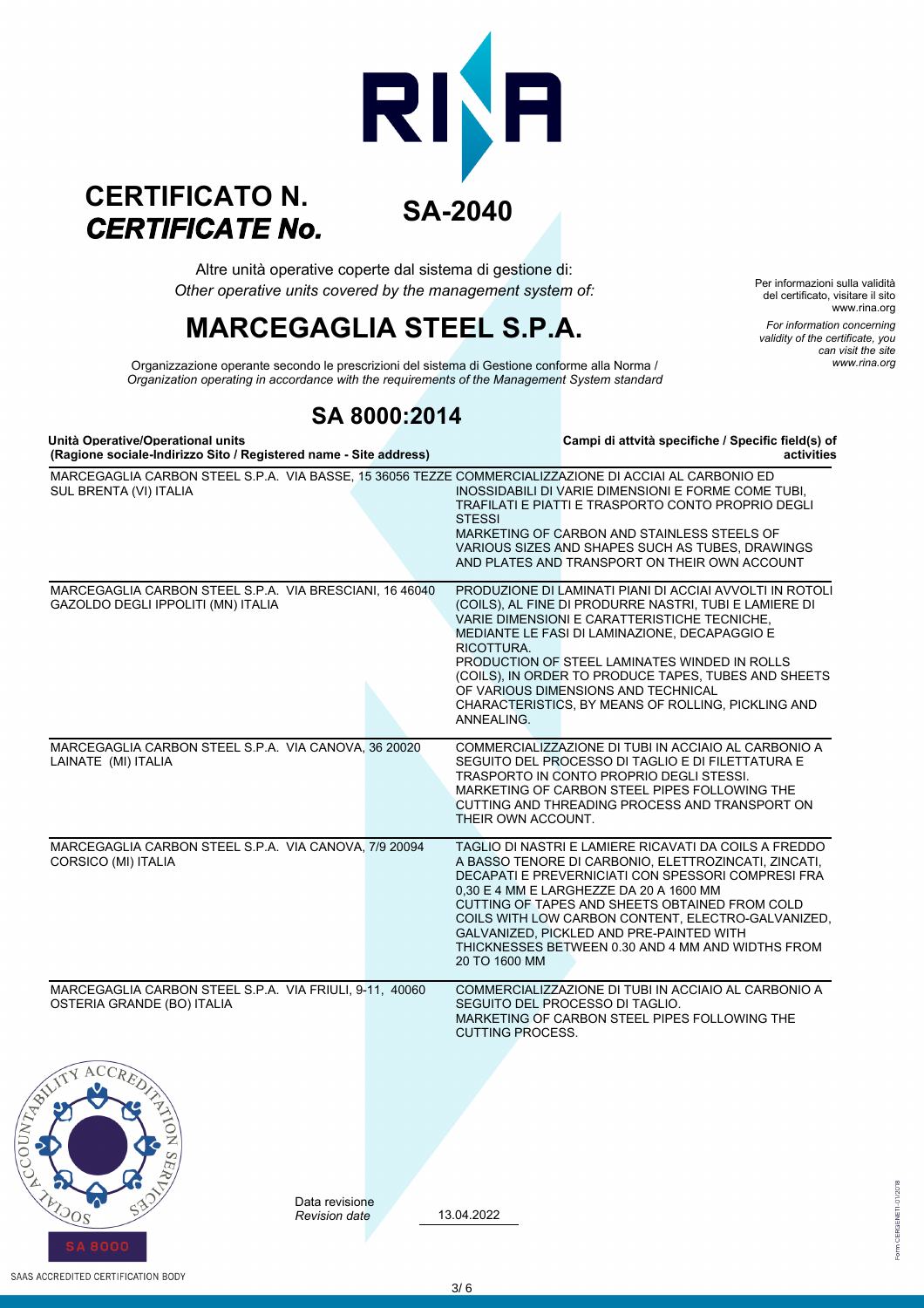# CERTIFICATO N.
# *CERTIFICATE No.*

## SA-2040

Altre unità operative coperte dal sistema di gestione di:
*Other operative units covered by the management system of:*

# MARCEGAGLIA STEEL S.P.A.

Per informazioni sulla validità del certificato, visitare il sito www.rina.org

*For information concerning validity of the certificate, you can visit the site www.rina.org*

Organizzazione operante secondo le prescrizioni del sistema di Gestione conforme alla Norma /
*Organization operating in accordance with the requirements of the Management System standard*

## SA 8000:2014

| **Unità Operative/Operational units (Ragione sociale-Indirizzo Sito / Registered name - Site address)** | **Campi di attvità specifiche / Specific field(s) of activities** |
|---|---|
| MARCEGAGLIA CARBON STEEL S.P.A. VIA BASSE, 15 36056 TEZZE SUL BRENTA (VI) ITALIA | COMMERCIALIZZAZIONE DI ACCIAI AL CARBONIO ED INOSSIDABILI DI VARIE DIMENSIONI E FORME COME TUBI, TRAFILATI E PIATTI E TRASPORTO CONTO PROPRIO DEGLI STESSI<br>MARKETING OF CARBON AND STAINLESS STEELS OF VARIOUS SIZES AND SHAPES SUCH AS TUBES, DRAWINGS AND PLATES AND TRANSPORT ON THEIR OWN ACCOUNT |
| MARCEGAGLIA CARBON STEEL S.P.A. VIA BRESCIANI, 16 46040 GAZOLDO DEGLI IPPOLITI (MN) ITALIA | PRODUZIONE DI LAMINATI PIANI DI ACCIAI AVVOLTI IN ROTOLI (COILS), AL FINE DI PRODURRE NASTRI, TUBI E LAMIERE DI VARIE DIMENSIONI E CARATTERISTICHE TECNICHE, MEDIANTE LE FASI DI LAMINAZIONE, DECAPAGGIO E RICOTTURA.<br>PRODUCTION OF STEEL LAMINATES WINDED IN ROLLS (COILS), IN ORDER TO PRODUCE TAPES, TUBES AND SHEETS OF VARIOUS DIMENSIONS AND TECHNICAL CHARACTERISTICS, BY MEANS OF ROLLING, PICKLING AND ANNEALING. |
| MARCEGAGLIA CARBON STEEL S.P.A. VIA CANOVA, 36 20020 LAINATE (MI) ITALIA | COMMERCIALIZZAZIONE DI TUBI IN ACCIAIO AL CARBONIO A SEGUITO DEL PROCESSO DI TAGLIO E DI FILETTATURA E TRASPORTO IN CONTO PROPRIO DEGLI STESSI.<br>MARKETING OF CARBON STEEL PIPES FOLLOWING THE CUTTING AND THREADING PROCESS AND TRANSPORT ON THEIR OWN ACCOUNT. |
| MARCEGAGLIA CARBON STEEL S.P.A. VIA CANOVA, 7/9 20094 CORSICO (MI) ITALIA | TAGLIO DI NASTRI E LAMIERE RICAVATI DA COILS A FREDDO A BASSO TENORE DI CARBONIO, ELETTROZINCATI, ZINCATI, DECAPATI E PREVERNICIATI CON SPESSORI COMPRESI FRA 0,30 E 4 MM E LARGHEZZE DA 20 A 1600 MM<br>CUTTING OF TAPES AND SHEETS OBTAINED FROM COLD COILS WITH LOW CARBON CONTENT, ELECTRO-GALVANIZED, GALVANIZED, PICKLED AND PRE-PAINTED WITH THICKNESSES BETWEEN 0.30 AND 4 MM AND WIDTHS FROM 20 TO 1600 MM |
| MARCEGAGLIA CARBON STEEL S.P.A. VIA FRIULI, 9-11, 40060 OSTERIA GRANDE (BO) ITALIA | COMMERCIALIZZAZIONE DI TUBI IN ACCIAIO AL CARBONIO A SEGUITO DEL PROCESSO DI TAGLIO.<br>MARKETING OF CARBON STEEL PIPES FOLLOWING THE CUTTING PROCESS. |

Data revisione
*Revision date* 13.04.2022

SAAS ACCREDITED CERTIFICATION BODY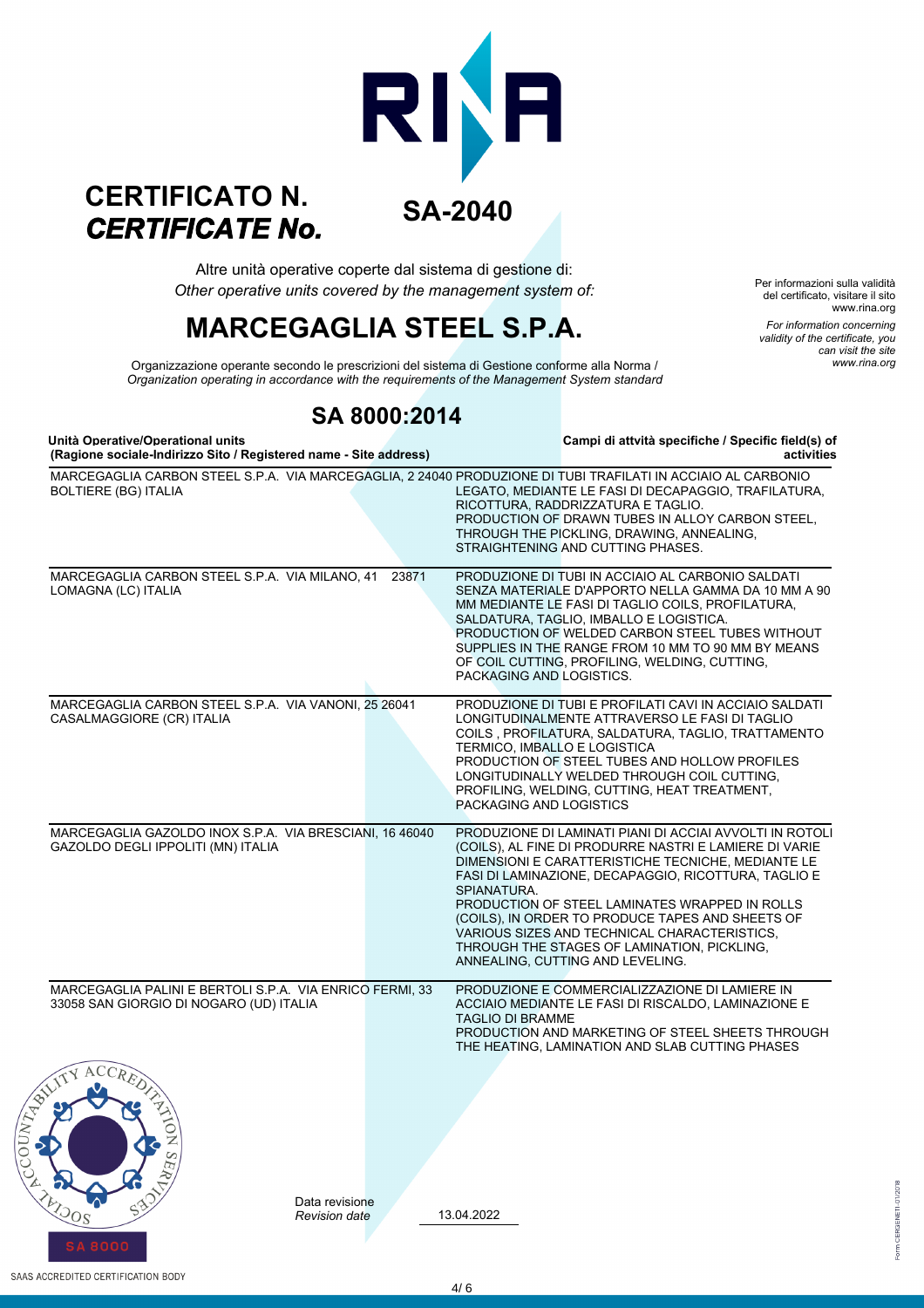# CERTIFICATO N.
# *CERTIFICATE No.*

## SA-2040

Altre unità operative coperte dal sistema di gestione di:
*Other operative units covered by the management system of:*

Per informazioni sulla validità del certificato, visitare il sito www.rina.org

*For information concerning validity of the certificate, you can visit the site www.rina.org*

# MARCEGAGLIA STEEL S.P.A.

Organizzazione operante secondo le prescrizioni del sistema di Gestione conforme alla Norma /
*Organization operating in accordance with the requirements of the Management System standard*

## SA 8000:2014

| Unità Operative/Operational units (Ragione sociale-Indirizzo Sito / Registered name - Site address) | Campi di attvità specifiche / Specific field(s) of activities |
|---|---|
| MARCEGAGLIA CARBON STEEL S.P.A. VIA MARCEGAGLIA, 2 24040 BOLTIERE (BG) ITALIA | PRODUZIONE DI TUBI TRAFILATI IN ACCIAIO AL CARBONIO LEGATO, MEDIANTE LE FASI DI DECAPAGGIO, TRAFILATURA, RICOTTURA, RADDRIZZATURA E TAGLIO. PRODUCTION OF DRAWN TUBES IN ALLOY CARBON STEEL, THROUGH THE PICKLING, DRAWING, ANNEALING, STRAIGHTENING AND CUTTING PHASES. |
| MARCEGAGLIA CARBON STEEL S.P.A. VIA MILANO, 41 23871 LOMAGNA (LC) ITALIA | PRODUZIONE DI TUBI IN ACCIAIO AL CARBONIO SALDATI SENZA MATERIALE D'APPORTO NELLA GAMMA DA 10 MM A 90 MM MEDIANTE LE FASI DI TAGLIO COILS, PROFILATURA, SALDATURA, TAGLIO, IMBALLO E LOGISTICA. PRODUCTION OF WELDED CARBON STEEL TUBES WITHOUT SUPPLIES IN THE RANGE FROM 10 MM TO 90 MM BY MEANS OF COIL CUTTING, PROFILING, WELDING, CUTTING, PACKAGING AND LOGISTICS. |
| MARCEGAGLIA CARBON STEEL S.P.A. VIA VANONI, 25 26041 CASALMAGGIORE (CR) ITALIA | PRODUZIONE DI TUBI E PROFILATI CAVI IN ACCIAIO SALDATI LONGITUDINALMENTE ATTRAVERSO LE FASI DI TAGLIO COILS , PROFILATURA, SALDATURA, TAGLIO, TRATTAMENTO TERMICO, IMBALLO E LOGISTICA PRODUCTION OF STEEL TUBES AND HOLLOW PROFILES LONGITUDINALLY WELDED THROUGH COIL CUTTING, PROFILING, WELDING, CUTTING, HEAT TREATMENT, PACKAGING AND LOGISTICS |
| MARCEGAGLIA GAZOLDO INOX S.P.A. VIA BRESCIANI, 16 46040 GAZOLDO DEGLI IPPOLITI (MN) ITALIA | PRODUZIONE DI LAMINATI PIANI DI ACCIAI AVVOLTI IN ROTOLI (COILS), AL FINE DI PRODURRE NASTRI E LAMIERE DI VARIE DIMENSIONI E CARATTERISTICHE TECNICHE, MEDIANTE LE FASI DI LAMINAZIONE, DECAPAGGIO, RICOTTURA, TAGLIO E SPIANATURA. PRODUCTION OF STEEL LAMINATES WRAPPED IN ROLLS (COILS), IN ORDER TO PRODUCE TAPES AND SHEETS OF VARIOUS SIZES AND TECHNICAL CHARACTERISTICS, THROUGH THE STAGES OF LAMINATION, PICKLING, ANNEALING, CUTTING AND LEVELING. |
| MARCEGAGLIA PALINI E BERTOLI S.P.A. VIA ENRICO FERMI, 33 33058 SAN GIORGIO DI NOGARO (UD) ITALIA | PRODUZIONE E COMMERCIALIZZAZIONE DI LAMIERE IN ACCIAIO MEDIANTE LE FASI DI RISCALDO, LAMINAZIONE E TAGLIO DI BRAMME PRODUCTION AND MARKETING OF STEEL SHEETS THROUGH THE HEATING, LAMINATION AND SLAB CUTTING PHASES |

SOCIAL ACCOUNTABILITY ACCREDITATION SERVICES — SA 8000

Data revisione
*Revision date* 13.04.2022

SAAS ACCREDITED CERTIFICATION BODY

Form CERGENETI-01/2018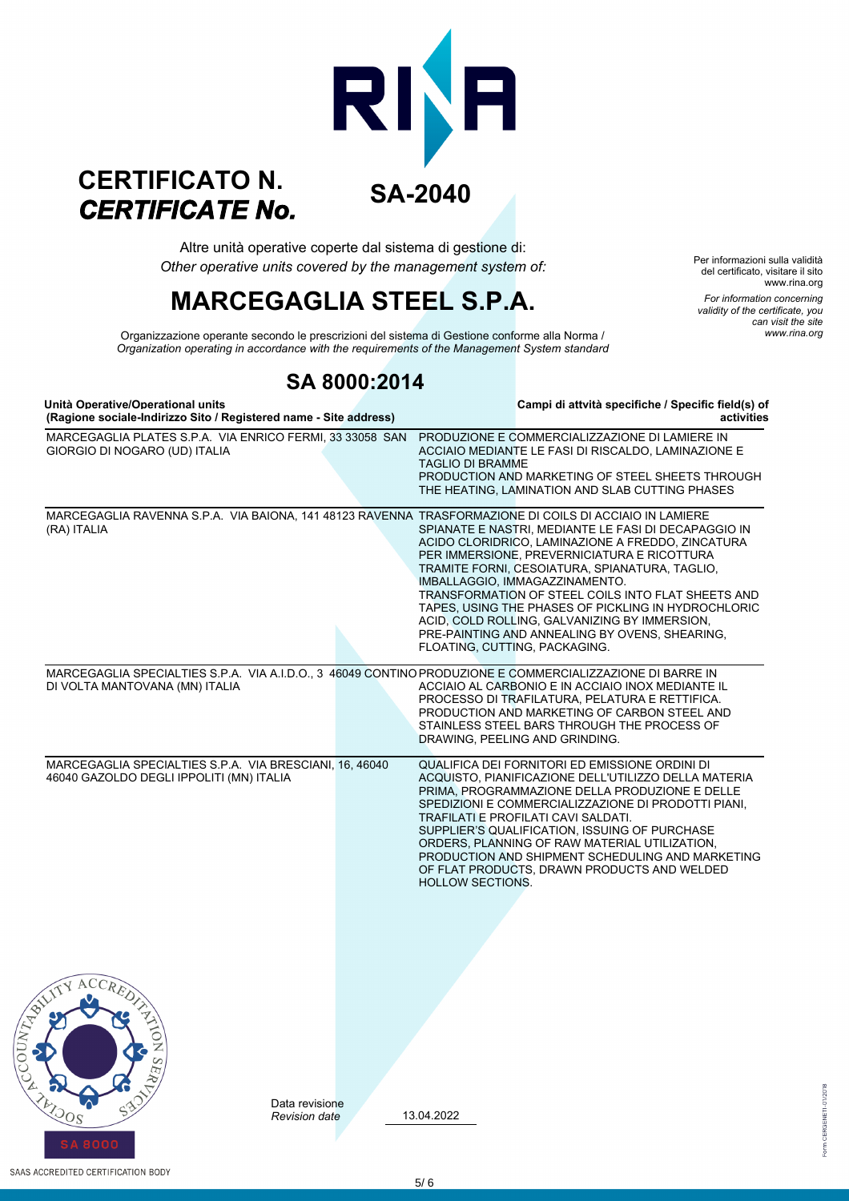# CERTIFICATO N.
## *CERTIFICATE No.*

# SA-2040

Altre unità operative coperte dal sistema di gestione di:
*Other operative units covered by the management system of:*

Per informazioni sulla validità del certificato, visitare il sito www.rina.org

*For information concerning validity of the certificate, you can visit the site www.rina.org*

# MARCEGAGLIA STEEL S.P.A.

Organizzazione operante secondo le prescrizioni del sistema di Gestione conforme alla Norma /
*Organization operating in accordance with the requirements of the Management System standard*

## SA 8000:2014

| **Unità Operative/Operational units (Ragione sociale-Indirizzo Sito / Registered name - Site address)** | **Campi di attvità specifiche / Specific field(s) of activities** |
|---|---|
| MARCEGAGLIA PLATES S.P.A. VIA ENRICO FERMI, 33 33058 SAN GIORGIO DI NOGARO (UD) ITALIA | PRODUZIONE E COMMERCIALIZZAZIONE DI LAMIERE IN ACCIAIO MEDIANTE LE FASI DI RISCALDO, LAMINAZIONE E TAGLIO DI BRAMME<br>PRODUCTION AND MARKETING OF STEEL SHEETS THROUGH THE HEATING, LAMINATION AND SLAB CUTTING PHASES |
| MARCEGAGLIA RAVENNA S.P.A. VIA BAIONA, 141 48123 RAVENNA (RA) ITALIA | TRASFORMAZIONE DI COILS DI ACCIAIO IN LAMIERE SPIANATE E NASTRI, MEDIANTE LE FASI DI DECAPAGGIO IN ACIDO CLORIDRICO, LAMINAZIONE A FREDDO, ZINCATURA PER IMMERSIONE, PREVERNICIATURA E RICOTTURA TRAMITE FORNI, CESOIATURA, SPIANATURA, TAGLIO, IMBALLAGGIO, IMMAGAZZINAMENTO.<br>TRANSFORMATION OF STEEL COILS INTO FLAT SHEETS AND TAPES, USING THE PHASES OF PICKLING IN HYDROCHLORIC ACID, COLD ROLLING, GALVANIZING BY IMMERSION, PRE-PAINTING AND ANNEALING BY OVENS, SHEARING, FLOATING, CUTTING, PACKAGING. |
| MARCEGAGLIA SPECIALTIES S.P.A. VIA A.I.D.O., 3 46049 CONTINO DI VOLTA MANTOVANA (MN) ITALIA | PRODUZIONE E COMMERCIALIZZAZIONE DI BARRE IN ACCIAIO AL CARBONIO E IN ACCIAIO INOX MEDIANTE IL PROCESSO DI TRAFILATURA, PELATURA E RETTIFICA.<br>PRODUCTION AND MARKETING OF CARBON STEEL AND STAINLESS STEEL BARS THROUGH THE PROCESS OF DRAWING, PEELING AND GRINDING. |
| MARCEGAGLIA SPECIALTIES S.P.A. VIA BRESCIANI, 16, 46040 46040 GAZOLDO DEGLI IPPOLITI (MN) ITALIA | QUALIFICA DEI FORNITORI ED EMISSIONE ORDINI DI ACQUISTO, PIANIFICAZIONE DELL'UTILIZZO DELLA MATERIA PRIMA, PROGRAMMAZIONE DELLA PRODUZIONE E DELLE SPEDIZIONI E COMMERCIALIZZAZIONE DI PRODOTTI PIANI, TRAFILATI E PROFILATI CAVI SALDATI.<br>SUPPLIER'S QUALIFICATION, ISSUING OF PURCHASE ORDERS, PLANNING OF RAW MATERIAL UTILIZATION, PRODUCTION AND SHIPMENT SCHEDULING AND MARKETING OF FLAT PRODUCTS, DRAWN PRODUCTS AND WELDED HOLLOW SECTIONS. |

Data revisione
*Revision date* 13.04.2022

SAAS ACCREDITED CERTIFICATION BODY

Form CERGENETI-01/2018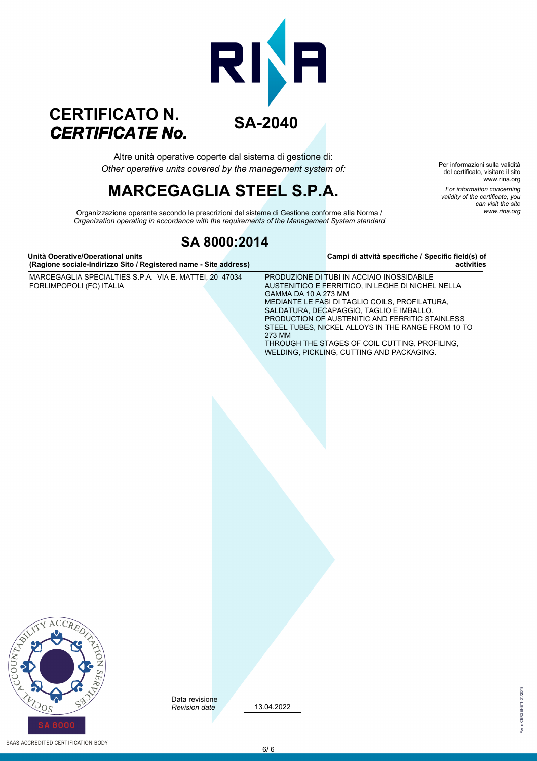# CERTIFICATO N.
# *CERTIFICATE No.*

## SA-2040

Altre unità operative coperte dal sistema di gestione di:
*Other operative units covered by the management system of:*

Per informazioni sulla validità del certificato, visitare il sito www.rina.org

*For information concerning validity of the certificate, you can visit the site www.rina.org*

# MARCEGAGLIA STEEL S.P.A.

Organizzazione operante secondo le prescrizioni del sistema di Gestione conforme alla Norma /
*Organization operating in accordance with the requirements of the Management System standard*

## SA 8000:2014

| Unità Operative/Operational units (Ragione sociale-Indirizzo Sito / Registered name - Site address) | Campi di attvità specifiche / Specific field(s) of activities |
|---|---|
| MARCEGAGLIA SPECIALTIES S.P.A. VIA E. MATTEI, 20 47034 FORLIMPOPOLI (FC) ITALIA | PRODUZIONE DI TUBI IN ACCIAIO INOSSIDABILE AUSTENITICO E FERRITICO, IN LEGHE DI NICHEL NELLA GAMMA DA 10 A 273 MM MEDIANTE LE FASI DI TAGLIO COILS, PROFILATURA, SALDATURA, DECAPAGGIO, TAGLIO E IMBALLO. PRODUCTION OF AUSTENITIC AND FERRITIC STAINLESS STEEL TUBES, NICKEL ALLOYS IN THE RANGE FROM 10 TO 273 MM THROUGH THE STAGES OF COIL CUTTING, PROFILING, WELDING, PICKLING, CUTTING AND PACKAGING. |

Data revisione
*Revision date* 13.04.2022

SAAS ACCREDITED CERTIFICATION BODY